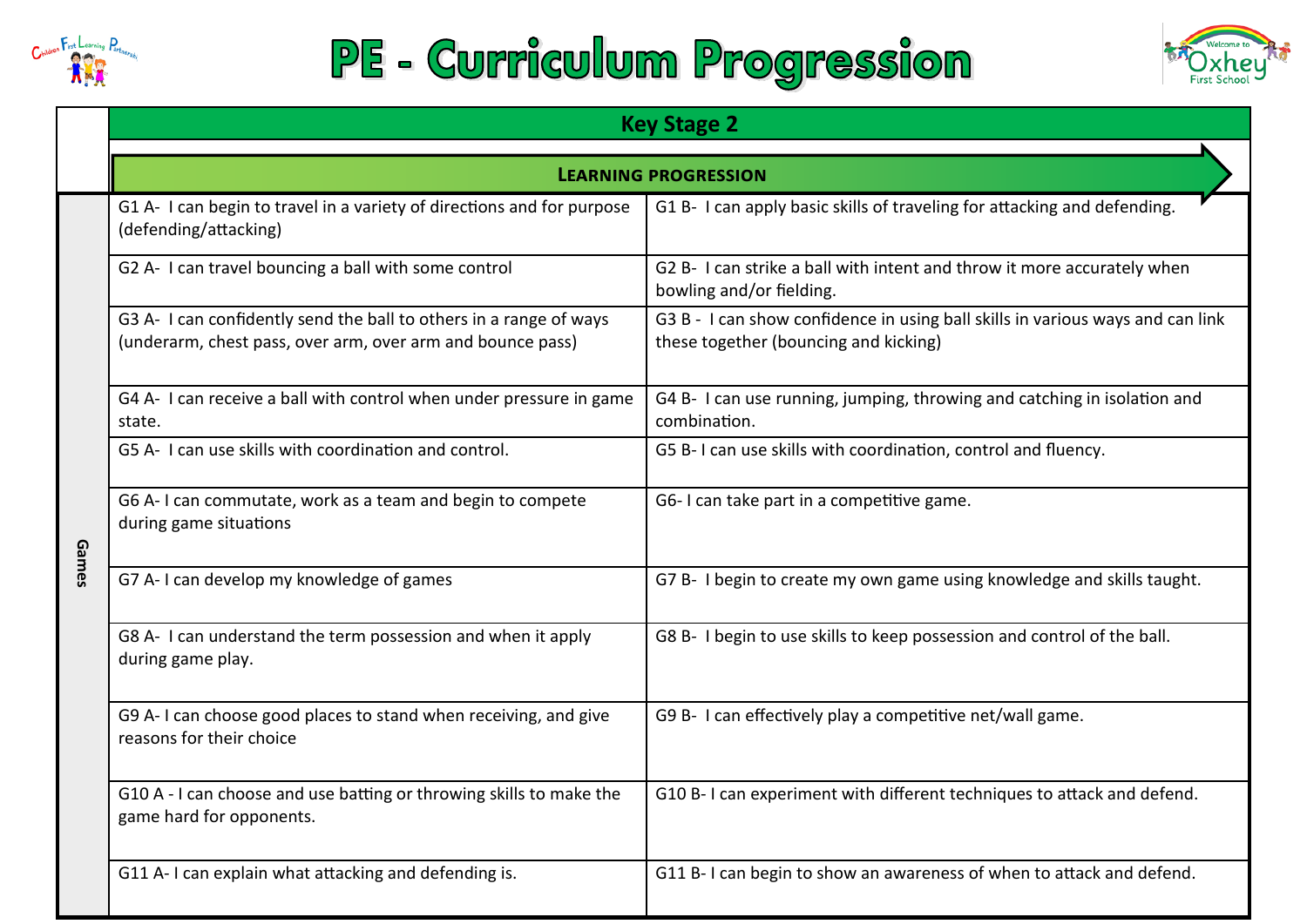# PE - Curriculum Progression

| | Key Stage 2 | |
|---|---|---|
| | **Learning Progression** | |
| Games | G1 A- I can begin to travel in a variety of directions and for purpose (defending/attacking) | G1 B- I can apply basic skills of traveling for attacking and defending. |
| | G2 A- I can travel bouncing a ball with some control | G2 B- I can strike a ball with intent and throw it more accurately when bowling and/or fielding. |
| | G3 A- I can confidently send the ball to others in a range of ways (underarm, chest pass, over arm, over arm and bounce pass) | G3 B - I can show confidence in using ball skills in various ways and can link these together (bouncing and kicking) |
| | G4 A- I can receive a ball with control when under pressure in game state. | G4 B- I can use running, jumping, throwing and catching in isolation and combination. |
| | G5 A- I can use skills with coordination and control. | G5 B- I can use skills with coordination, control and fluency. |
| | G6 A- I can commutate, work as a team and begin to compete during game situations | G6- I can take part in a competitive game. |
| | G7 A- I can develop my knowledge of games | G7 B- I begin to create my own game using knowledge and skills taught. |
| | G8 A- I can understand the term possession and when it apply during game play. | G8 B- I begin to use skills to keep possession and control of the ball. |
| | G9 A- I can choose good places to stand when receiving, and give reasons for their choice | G9 B- I can effectively play a competitive net/wall game. |
| | G10 A - I can choose and use batting or throwing skills to make the game hard for opponents. | G10 B- I can experiment with different techniques to attack and defend. |
| | G11 A- I can explain what attacking and defending is. | G11 B- I can begin to show an awareness of when to attack and defend. |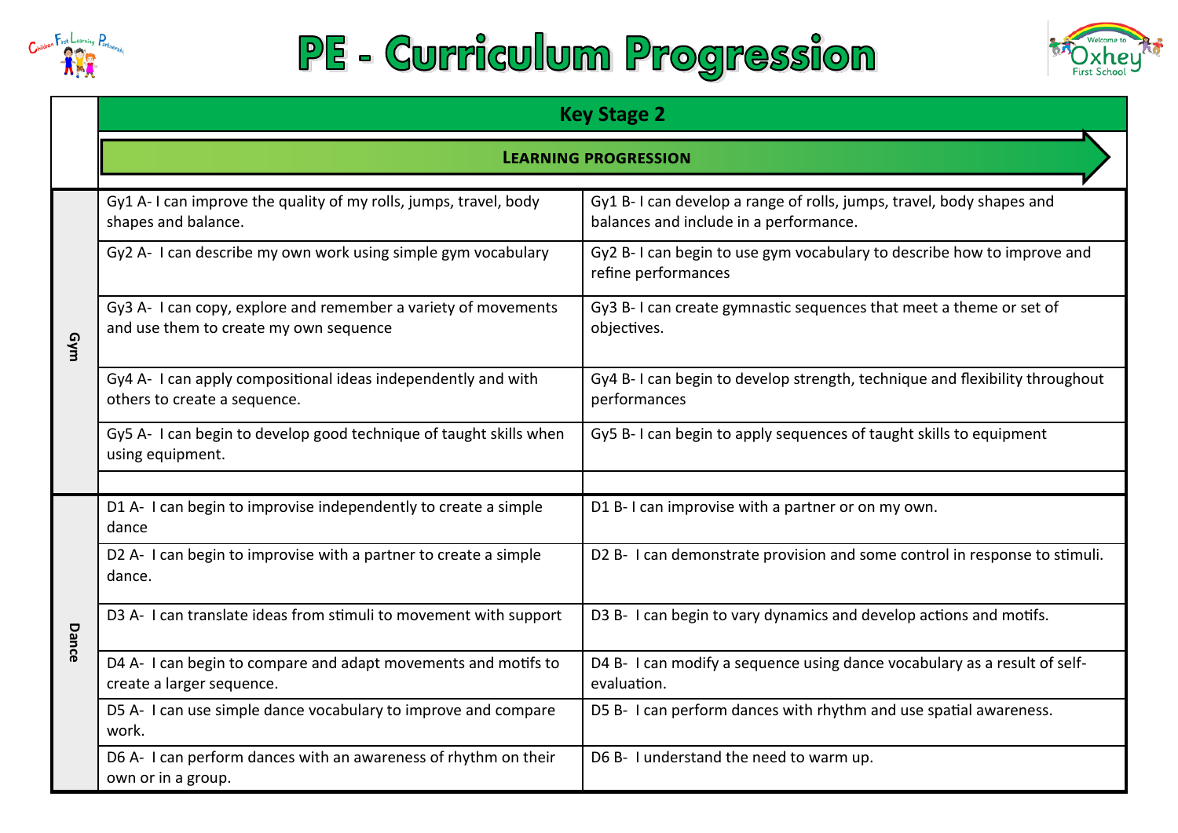# PE - Curriculum Progression

| | Key Stage 2 | |
|---|---|---|
| | **Learning progression** | |
| Gym | Gy1 A- I can improve the quality of my rolls, jumps, travel, body shapes and balance. | Gy1 B- I can develop a range of rolls, jumps, travel, body shapes and balances and include in a performance. |
| | Gy2 A- I can describe my own work using simple gym vocabulary | Gy2 B- I can begin to use gym vocabulary to describe how to improve and refine performances |
| | Gy3 A- I can copy, explore and remember a variety of movements and use them to create my own sequence | Gy3 B- I can create gymnastic sequences that meet a theme or set of objectives. |
| | Gy4 A- I can apply compositional ideas independently and with others to create a sequence. | Gy4 B- I can begin to develop strength, technique and flexibility throughout performances |
| | Gy5 A- I can begin to develop good technique of taught skills when using equipment. | Gy5 B- I can begin to apply sequences of taught skills to equipment |
| | | |
| Dance | D1 A- I can begin to improvise independently to create a simple dance | D1 B- I can improvise with a partner or on my own. |
| | D2 A- I can begin to improvise with a partner to create a simple dance. | D2 B- I can demonstrate provision and some control in response to stimuli. |
| | D3 A- I can translate ideas from stimuli to movement with support | D3 B- I can begin to vary dynamics and develop actions and motifs. |
| | D4 A- I can begin to compare and adapt movements and motifs to create a larger sequence. | D4 B- I can modify a sequence using dance vocabulary as a result of self-evaluation. |
| | D5 A- I can use simple dance vocabulary to improve and compare work. | D5 B- I can perform dances with rhythm and use spatial awareness. |
| | D6 A- I can perform dances with an awareness of rhythm on their own or in a group. | D6 B- I understand the need to warm up. |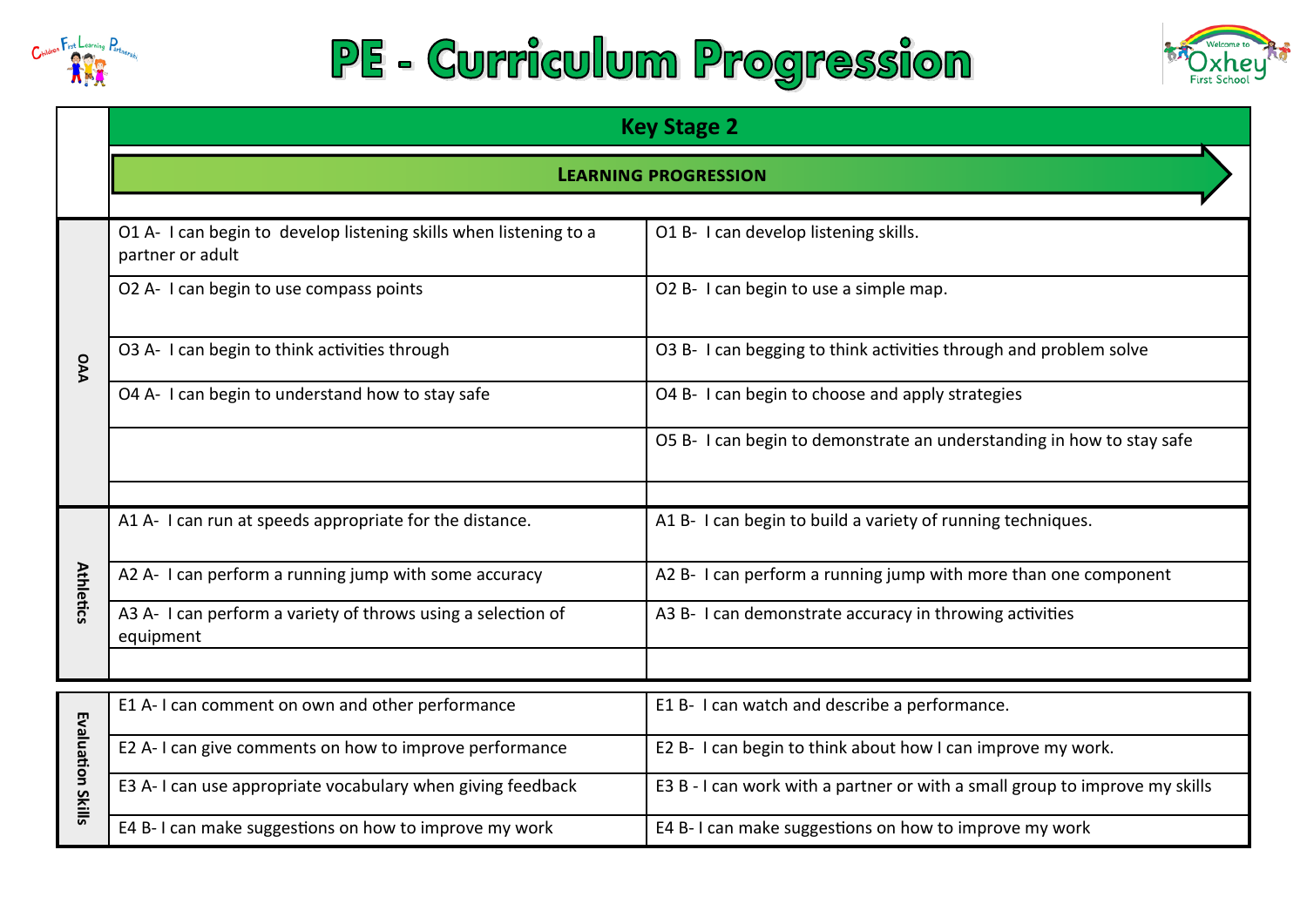# PE - Curriculum Progression

| | Key Stage 2 | |
|---|---|---|
| | **LEARNING PROGRESSION** | |
| OAA | O1 A- I can begin to develop listening skills when listening to a partner or adult | O1 B- I can develop listening skills. |
| | O2 A- I can begin to use compass points | O2 B- I can begin to use a simple map. |
| | O3 A- I can begin to think activities through | O3 B- I can begging to think activities through and problem solve |
| | O4 A- I can begin to understand how to stay safe | O4 B- I can begin to choose and apply strategies |
| | | O5 B- I can begin to demonstrate an understanding in how to stay safe |
| | | |
| Athletics | A1 A- I can run at speeds appropriate for the distance. | A1 B- I can begin to build a variety of running techniques. |
| | A2 A- I can perform a running jump with some accuracy | A2 B- I can perform a running jump with more than one component |
| | A3 A- I can perform a variety of throws using a selection of equipment | A3 B- I can demonstrate accuracy in throwing activities |
| | | |
| Evaluation Skills | E1 A- I can comment on own and other performance | E1 B- I can watch and describe a performance. |
| | E2 A- I can give comments on how to improve performance | E2 B- I can begin to think about how I can improve my work. |
| | E3 A- I can use appropriate vocabulary when giving feedback | E3 B - I can work with a partner or with a small group to improve my skills |
| | E4 B- I can make suggestions on how to improve my work | E4 B- I can make suggestions on how to improve my work |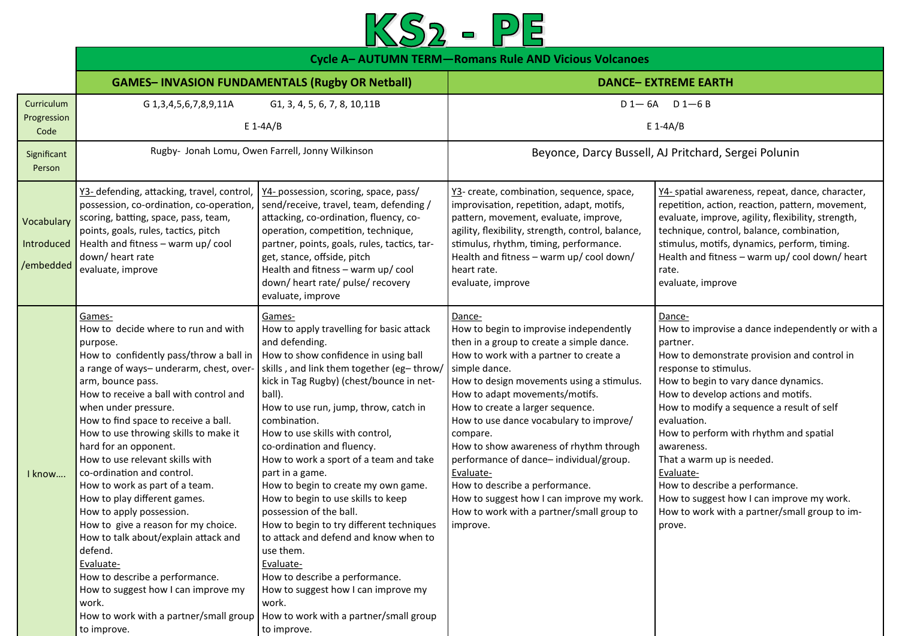# KS2 - PE

| | Cycle A– AUTUMN TERM—Romans Rule AND Vicious Volcanoes | | | |
|---|---|---|---|---|
| | **GAMES– INVASION FUNDAMENTALS (Rugby OR Netball)** | | **DANCE– EXTREME EARTH** | |
| Curriculum Progression Code | G 1,3,4,5,6,7,8,9,11A  G1, 3, 4, 5, 6, 7, 8, 10,11B<br>E 1-4A/B | | D 1— 6A  D 1—6 B<br>E 1-4A/B | |
| Significant Person | Rugby- Jonah Lomu, Owen Farrell, Jonny Wilkinson | | Beyonce, Darcy Bussell, AJ Pritchard, Sergei Polunin | |
| Vocabulary Introduced /embedded | Y3- defending, attacking, travel, control, possession, co-ordination, co-operation, scoring, batting, space, pass, team, points, goals, rules, tactics, pitch<br>Health and fitness – warm up/ cool down/ heart rate<br>evaluate, improve | Y4- possession, scoring, space, pass/ send/receive, travel, team, defending / attacking, co-ordination, fluency, co-operation, competition, technique, partner, points, goals, rules, tactics, tar-get, stance, offside, pitch<br>Health and fitness – warm up/ cool down/ heart rate/ pulse/ recovery<br>evaluate, improve | Y3- create, combination, sequence, space, improvisation, repetition, adapt, motifs, pattern, movement, evaluate, improve, agility, flexibility, strength, control, balance, stimulus, rhythm, timing, performance.<br>Health and fitness – warm up/ cool down/ heart rate.<br>evaluate, improve | Y4- spatial awareness, repeat, dance, character, repetition, action, reaction, pattern, movement, evaluate, improve, agility, flexibility, strength, technique, control, balance, combination, stimulus, motifs, dynamics, perform, timing.<br>Health and fitness – warm up/ cool down/ heart rate.<br>evaluate, improve |
| I know…. | Games-<br>How to decide where to run and with purpose.<br>How to confidently pass/throw a ball in a range of ways– underarm, chest, over-arm, bounce pass.<br>How to receive a ball with control and when under pressure.<br>How to find space to receive a ball.<br>How to use throwing skills to make it hard for an opponent.<br>How to use relevant skills with co-ordination and control.<br>How to work as part of a team.<br>How to play different games.<br>How to apply possession.<br>How to give a reason for my choice.<br>How to talk about/explain attack and defend.<br>Evaluate-<br>How to describe a performance.<br>How to suggest how I can improve my work.<br>How to work with a partner/small group to improve. | Games-<br>How to apply travelling for basic attack and defending.<br>How to show confidence in using ball skills , and link them together (eg– throw/ kick in Tag Rugby) (chest/bounce in net-ball).<br>How to use run, jump, throw, catch in combination.<br>How to use skills with control, co-ordination and fluency.<br>How to work a sport of a team and take part in a game.<br>How to begin to create my own game.<br>How to begin to use skills to keep possession of the ball.<br>How to begin to try different techniques to attack and defend and know when to use them.<br>Evaluate-<br>How to describe a performance.<br>How to suggest how I can improve my work.<br>How to work with a partner/small group to improve. | Dance-<br>How to begin to improvise independently then in a group to create a simple dance.<br>How to work with a partner to create a simple dance.<br>How to design movements using a stimulus.<br>How to adapt movements/motifs.<br>How to create a larger sequence.<br>How to use dance vocabulary to improve/ compare.<br>How to show awareness of rhythm through performance of dance– individual/group.<br>Evaluate-<br>How to describe a performance.<br>How to suggest how I can improve my work.<br>How to work with a partner/small group to improve. | Dance-<br>How to improvise a dance independently or with a partner.<br>How to demonstrate provision and control in response to stimulus.<br>How to begin to vary dance dynamics.<br>How to develop actions and motifs.<br>How to modify a sequence a result of self evaluation.<br>How to perform with rhythm and spatial awareness.<br>That a warm up is needed.<br>Evaluate-<br>How to describe a performance.<br>How to suggest how I can improve my work.<br>How to work with a partner/small group to im-prove. |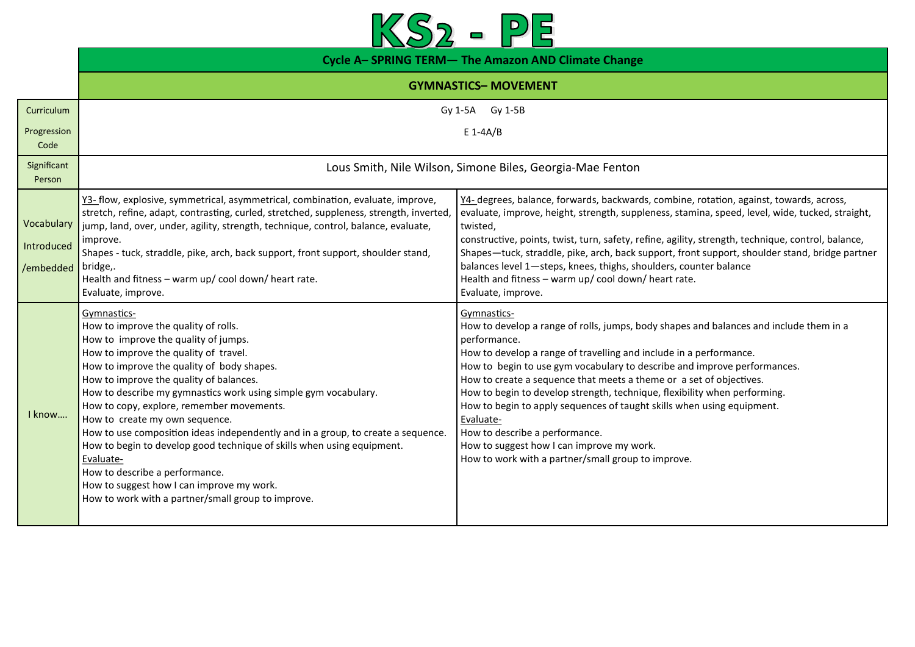# KS2 - PE

| | | |
|---|---|---|
| | **Cycle A– SPRING TERM— The Amazon AND Climate Change** | |
| | **GYMNASTICS– MOVEMENT** | |
| Curriculum Progression Code | Gy 1-5A Gy 1-5B<br>E 1-4A/B | |
| Significant Person | Lous Smith, Nile Wilson, Simone Biles, Georgia-Mae Fenton | |
| Vocabulary Introduced /embedded | <u>Y3-</u> flow, explosive, symmetrical, asymmetrical, combination, evaluate, improve, stretch, refine, adapt, contrasting, curled, stretched, suppleness, strength, inverted, jump, land, over, under, agility, strength, technique, control, balance, evaluate, improve.<br>Shapes - tuck, straddle, pike, arch, back support, front support, shoulder stand, bridge,.<br>Health and fitness – warm up/ cool down/ heart rate.<br>Evaluate, improve. | <u>Y4-</u> degrees, balance, forwards, backwards, combine, rotation, against, towards, across, evaluate, improve, height, strength, suppleness, stamina, speed, level, wide, tucked, straight, twisted,<br>constructive, points, twist, turn, safety, refine, agility, strength, technique, control, balance,<br>Shapes—tuck, straddle, pike, arch, back support, front support, shoulder stand, bridge partner balances level 1—steps, knees, thighs, shoulders, counter balance<br>Health and fitness – warm up/ cool down/ heart rate.<br>Evaluate, improve. |
| I know…. | <u>Gymnastics-</u><br>How to improve the quality of rolls.<br>How to improve the quality of jumps.<br>How to improve the quality of travel.<br>How to improve the quality of body shapes.<br>How to improve the quality of balances.<br>How to describe my gymnastics work using simple gym vocabulary.<br>How to copy, explore, remember movements.<br>How to create my own sequence.<br>How to use composition ideas independently and in a group, to create a sequence.<br>How to begin to develop good technique of skills when using equipment.<br><u>Evaluate-</u><br>How to describe a performance.<br>How to suggest how I can improve my work.<br>How to work with a partner/small group to improve. | <u>Gymnastics-</u><br>How to develop a range of rolls, jumps, body shapes and balances and include them in a performance.<br>How to develop a range of travelling and include in a performance.<br>How to begin to use gym vocabulary to describe and improve performances.<br>How to create a sequence that meets a theme or a set of objectives.<br>How to begin to develop strength, technique, flexibility when performing.<br>How to begin to apply sequences of taught skills when using equipment.<br><u>Evaluate-</u><br>How to describe a performance.<br>How to suggest how I can improve my work.<br>How to work with a partner/small group to improve. |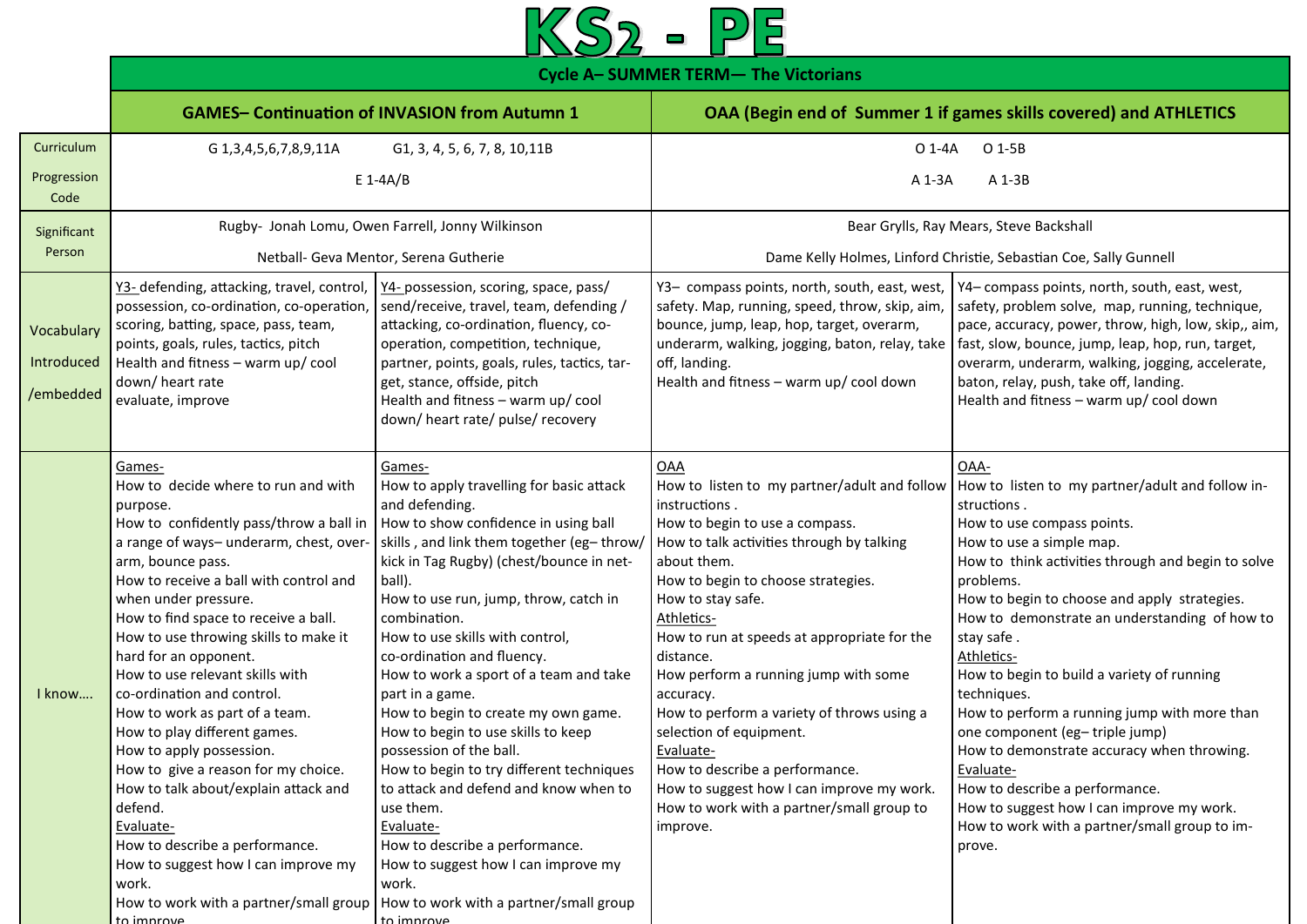# KS2 - PE

| | Cycle A– SUMMER TERM— The Victorians | | | |
|---|---|---|---|---|
| | GAMES– Continuation of INVASION from Autumn 1 | | OAA (Begin end of Summer 1 if games skills covered) and ATHLETICS | |
| Curriculum Progression Code | G 1,3,4,5,6,7,8,9,11A G1, 3, 4, 5, 6, 7, 8, 10,11B<br>E 1-4A/B | | O 1-4A O 1-5B<br>A 1-3A A 1-3B | |
| Significant Person | Rugby- Jonah Lomu, Owen Farrell, Jonny Wilkinson<br>Netball- Geva Mentor, Serena Gutherie | | Bear Grylls, Ray Mears, Steve Backshall<br>Dame Kelly Holmes, Linford Christie, Sebastian Coe, Sally Gunnell | |
| Vocabulary Introduced /embedded | Y3- defending, attacking, travel, control, possession, co-ordination, co-operation, scoring, batting, space, pass, team, points, goals, rules, tactics, pitch<br>Health and fitness – warm up/ cool down/ heart rate<br>evaluate, improve | Y4- possession, scoring, space, pass/ send/receive, travel, team, defending / attacking, co-ordination, fluency, co-operation, competition, technique, partner, points, goals, rules, tactics, target, stance, offside, pitch<br>Health and fitness – warm up/ cool down/ heart rate/ pulse/ recovery | Y3– compass points, north, south, east, west, safety. Map, running, speed, throw, skip, aim, bounce, jump, leap, hop, target, overarm, underarm, walking, jogging, baton, relay, take off, landing.<br>Health and fitness – warm up/ cool down | Y4– compass points, north, south, east, west, safety, problem solve, map, running, technique, pace, accuracy, power, throw, high, low, skip,, aim, fast, slow, bounce, jump, leap, hop, run, target, overarm, underarm, walking, jogging, accelerate, baton, relay, push, take off, landing.<br>Health and fitness – warm up/ cool down |
| I know…. | Games-<br>How to decide where to run and with purpose.<br>How to confidently pass/throw a ball in a range of ways– underarm, chest, overarm, bounce pass.<br>How to receive a ball with control and when under pressure.<br>How to find space to receive a ball.<br>How to use throwing skills to make it hard for an opponent.<br>How to use relevant skills with co-ordination and control.<br>How to work as part of a team.<br>How to play different games.<br>How to apply possession.<br>How to give a reason for my choice.<br>How to talk about/explain attack and defend.<br>Evaluate-<br>How to describe a performance.<br>How to suggest how I can improve my work.<br>How to work with a partner/small group to improve. | Games-<br>How to apply travelling for basic attack and defending.<br>How to show confidence in using ball skills , and link them together (eg– throw/ kick in Tag Rugby) (chest/bounce in netball).<br>How to use run, jump, throw, catch in combination.<br>How to use skills with control, co-ordination and fluency.<br>How to work a sport of a team and take part in a game.<br>How to begin to create my own game.<br>How to begin to use skills to keep possession of the ball.<br>How to begin to try different techniques to attack and defend and know when to use them.<br>Evaluate-<br>How to describe a performance.<br>How to suggest how I can improve my work.<br>How to work with a partner/small group to improve. | OAA<br>How to listen to my partner/adult and follow instructions .<br>How to begin to use a compass.<br>How to talk activities through by talking about them.<br>How to begin to choose strategies.<br>How to stay safe.<br>Athletics-<br>How to run at speeds at appropriate for the distance.<br>How perform a running jump with some accuracy.<br>How to perform a variety of throws using a selection of equipment.<br>Evaluate-<br>How to describe a performance.<br>How to suggest how I can improve my work.<br>How to work with a partner/small group to improve. | OAA-<br>How to listen to my partner/adult and follow instructions .<br>How to use compass points.<br>How to use a simple map.<br>How to think activities through and begin to solve problems.<br>How to begin to choose and apply strategies.<br>How to demonstrate an understanding of how to stay safe .<br>Athletics-<br>How to begin to build a variety of running techniques.<br>How to perform a running jump with more than one component (eg– triple jump)<br>How to demonstrate accuracy when throwing.<br>Evaluate-<br>How to describe a performance.<br>How to suggest how I can improve my work.<br>How to work with a partner/small group to improve. |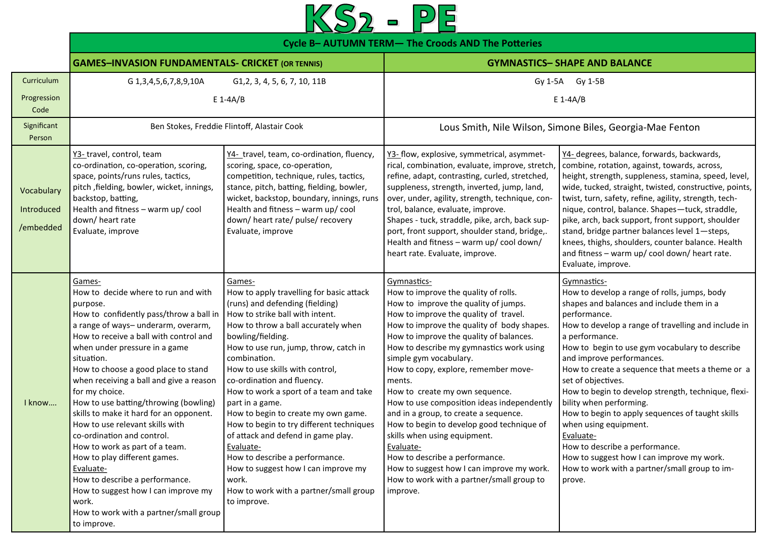# KS2 - PE

| | Cycle B– AUTUMN TERM— The Croods AND The Potteries | | | |
|---|---|---|---|---|
| | **GAMES–INVASION FUNDAMENTALS- CRICKET** (OR TENNIS) | | **GYMNASTICS– SHAPE AND BALANCE** | |
| Curriculum Progression Code | G 1,3,4,5,6,7,8,9,10A G1,2, 3, 4, 5, 6, 7, 10, 11B<br>E 1-4A/B | | Gy 1-5A Gy 1-5B<br>E 1-4A/B | |
| Significant Person | Ben Stokes, Freddie Flintoff, Alastair Cook | | Lous Smith, Nile Wilson, Simone Biles, Georgia-Mae Fenton | |
| Vocabulary Introduced /embedded | Y3- travel, control, team co-ordination, co-operation, scoring, space, points/runs rules, tactics, pitch ,fielding, bowler, wicket, innings, backstop, batting,<br>Health and fitness – warm up/ cool down/ heart rate<br>Evaluate, improve | Y4- travel, team, co-ordination, fluency, scoring, space, co-operation, competition, technique, rules, tactics, stance, pitch, batting, fielding, bowler, wicket, backstop, boundary, innings, runs<br>Health and fitness – warm up/ cool down/ heart rate/ pulse/ recovery<br>Evaluate, improve | Y3- flow, explosive, symmetrical, asymmetrical, combination, evaluate, improve, stretch, refine, adapt, contrasting, curled, stretched, suppleness, strength, inverted, jump, land, over, under, agility, strength, technique, control, balance, evaluate, improve.<br>Shapes - tuck, straddle, pike, arch, back support, front support, shoulder stand, bridge,.<br>Health and fitness – warm up/ cool down/ heart rate. Evaluate, improve. | Y4- degrees, balance, forwards, backwards, combine, rotation, against, towards, across, height, strength, suppleness, stamina, speed, level, wide, tucked, straight, twisted, constructive, points, twist, turn, safety, refine, agility, strength, technique, control, balance. Shapes—tuck, straddle, pike, arch, back support, front support, shoulder stand, bridge partner balances level 1—steps, knees, thighs, shoulders, counter balance. Health and fitness – warm up/ cool down/ heart rate. Evaluate, improve. |
| I know…. | Games-<br>How to decide where to run and with purpose.<br>How to confidently pass/throw a ball in a range of ways– underarm, overarm,<br>How to receive a ball with control and when under pressure in a game situation.<br>How to choose a good place to stand when receiving a ball and give a reason for my choice.<br>How to use batting/throwing (bowling) skills to make it hard for an opponent.<br>How to use relevant skills with co-ordination and control.<br>How to work as part of a team.<br>How to play different games.<br>Evaluate-<br>How to describe a performance.<br>How to suggest how I can improve my work.<br>How to work with a partner/small group to improve. | Games-<br>How to apply travelling for basic attack (runs) and defending (fielding)<br>How to strike ball with intent.<br>How to throw a ball accurately when bowling/fielding.<br>How to use run, jump, throw, catch in combination.<br>How to use skills with control, co-ordination and fluency.<br>How to work a sport of a team and take part in a game.<br>How to begin to create my own game.<br>How to begin to try different techniques of attack and defend in game play.<br>Evaluate-<br>How to describe a performance.<br>How to suggest how I can improve my work.<br>How to work with a partner/small group to improve. | Gymnastics-<br>How to improve the quality of rolls.<br>How to improve the quality of jumps.<br>How to improve the quality of travel.<br>How to improve the quality of body shapes.<br>How to improve the quality of balances.<br>How to describe my gymnastics work using simple gym vocabulary.<br>How to copy, explore, remember movements.<br>How to create my own sequence.<br>How to use composition ideas independently and in a group, to create a sequence.<br>How to begin to develop good technique of skills when using equipment.<br>Evaluate-<br>How to describe a performance.<br>How to suggest how I can improve my work.<br>How to work with a partner/small group to improve. | Gymnastics-<br>How to develop a range of rolls, jumps, body shapes and balances and include them in a performance.<br>How to develop a range of travelling and include in a performance.<br>How to begin to use gym vocabulary to describe and improve performances.<br>How to create a sequence that meets a theme or a set of objectives.<br>How to begin to develop strength, technique, flexibility when performing.<br>How to begin to apply sequences of taught skills when using equipment.<br>Evaluate-<br>How to describe a performance.<br>How to suggest how I can improve my work.<br>How to work with a partner/small group to improve. |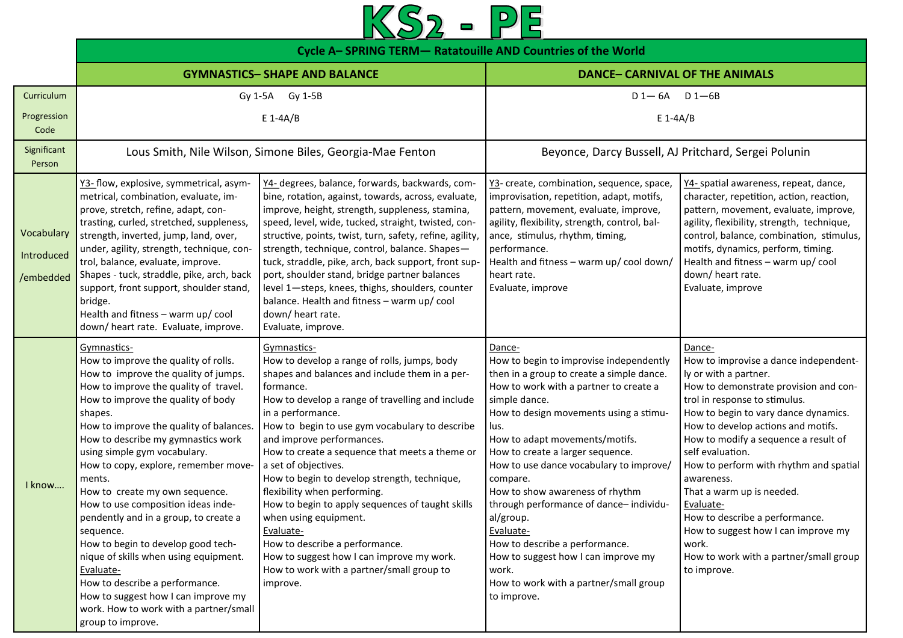# KS2 - PE

| | Cycle A– SPRING TERM— Ratatouille AND Countries of the World | | | |
|---|---|---|---|---|
| | **GYMNASTICS– SHAPE AND BALANCE** | | **DANCE– CARNIVAL OF THE ANIMALS** | |
| Curriculum Progression Code | Gy 1-5A Gy 1-5B<br>E 1-4A/B | | D 1— 6A D 1—6B<br>E 1-4A/B | |
| Significant Person | Lous Smith, Nile Wilson, Simone Biles, Georgia-Mae Fenton | | Beyonce, Darcy Bussell, AJ Pritchard, Sergei Polunin | |
| Vocabulary Introduced /embedded | Y3- flow, explosive, symmetrical, asymmetrical, combination, evaluate, improve, stretch, refine, adapt, contrasting, curled, stretched, suppleness, strength, inverted, jump, land, over, under, agility, strength, technique, control, balance, evaluate, improve.<br>Shapes - tuck, straddle, pike, arch, back support, front support, shoulder stand, bridge.<br>Health and fitness – warm up/ cool down/ heart rate. Evaluate, improve. | Y4- degrees, balance, forwards, backwards, combine, rotation, against, towards, across, evaluate, improve, height, strength, suppleness, stamina, speed, level, wide, tucked, straight, twisted, constructive, points, twist, turn, safety, refine, agility, strength, technique, control, balance. Shapes—tuck, straddle, pike, arch, back support, front support, shoulder stand, bridge partner balances level 1—steps, knees, thighs, shoulders, counter balance. Health and fitness – warm up/ cool down/ heart rate.<br>Evaluate, improve. | Y3- create, combination, sequence, space, improvisation, repetition, adapt, motifs, pattern, movement, evaluate, improve, agility, flexibility, strength, control, balance, stimulus, rhythm, timing, performance.<br>Health and fitness – warm up/ cool down/ heart rate.<br>Evaluate, improve | Y4- spatial awareness, repeat, dance, character, repetition, action, reaction, pattern, movement, evaluate, improve, agility, flexibility, strength, technique, control, balance, combination, stimulus, motifs, dynamics, perform, timing.<br>Health and fitness – warm up/ cool down/ heart rate.<br>Evaluate, improve |
| I know…. | Gymnastics-<br>How to improve the quality of rolls.<br>How to improve the quality of jumps.<br>How to improve the quality of travel.<br>How to improve the quality of body shapes.<br>How to improve the quality of balances.<br>How to describe my gymnastics work using simple gym vocabulary.<br>How to copy, explore, remember movements.<br>How to create my own sequence.<br>How to use composition ideas independently and in a group, to create a sequence.<br>How to begin to develop good technique of skills when using equipment.<br>Evaluate-<br>How to describe a performance.<br>How to suggest how I can improve my work. How to work with a partner/small group to improve. | Gymnastics-<br>How to develop a range of rolls, jumps, body shapes and balances and include them in a performance.<br>How to develop a range of travelling and include in a performance.<br>How to begin to use gym vocabulary to describe and improve performances.<br>How to create a sequence that meets a theme or a set of objectives.<br>How to begin to develop strength, technique, flexibility when performing.<br>How to begin to apply sequences of taught skills when using equipment.<br>Evaluate-<br>How to describe a performance.<br>How to suggest how I can improve my work.<br>How to work with a partner/small group to improve. | Dance-<br>How to begin to improvise independently then in a group to create a simple dance.<br>How to work with a partner to create a simple dance.<br>How to design movements using a stimulus.<br>How to adapt movements/motifs.<br>How to create a larger sequence.<br>How to use dance vocabulary to improve/ compare.<br>How to show awareness of rhythm through performance of dance– individual/group.<br>Evaluate-<br>How to describe a performance.<br>How to suggest how I can improve my work.<br>How to work with a partner/small group to improve. | Dance-<br>How to improvise a dance independently or with a partner.<br>How to demonstrate provision and control in response to stimulus.<br>How to begin to vary dance dynamics.<br>How to develop actions and motifs.<br>How to modify a sequence a result of self evaluation.<br>How to perform with rhythm and spatial awareness.<br>That a warm up is needed.<br>Evaluate-<br>How to describe a performance.<br>How to suggest how I can improve my work.<br>How to work with a partner/small group to improve. |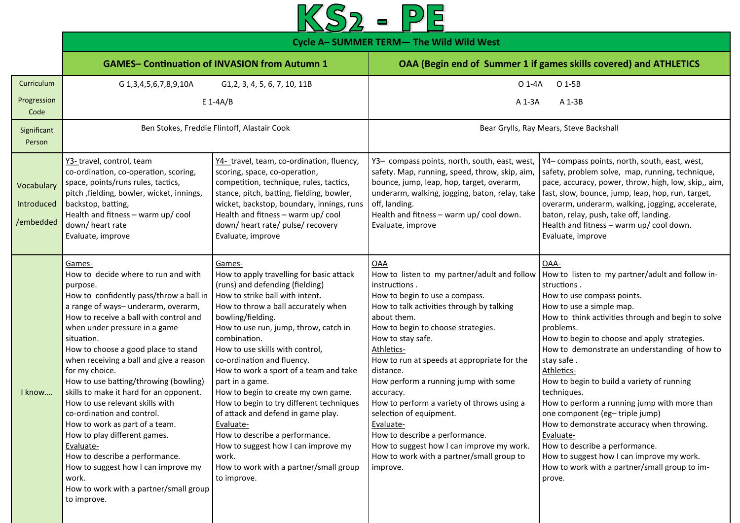# KS2 - PE

| | | | | |
|---|---|---|---|---|
| | **Cycle A– SUMMER TERM— The Wild Wild West** | | | |
| | **GAMES– Continuation of INVASION from Autumn 1** | | **OAA (Begin end of Summer 1 if games skills covered) and ATHLETICS** | |
| Curriculum Progression Code | G 1,3,4,5,6,7,8,9,10A G1,2, 3, 4, 5, 6, 7, 10, 11B<br>E 1-4A/B | | O 1-4A O 1-5B<br>A 1-3A A 1-3B | |
| Significant Person | Ben Stokes, Freddie Flintoff, Alastair Cook | | Bear Grylls, Ray Mears, Steve Backshall | |
| Vocabulary Introduced /embedded | Y3- travel, control, team co-ordination, co-operation, scoring, space, points/runs rules, tactics, pitch ,fielding, bowler, wicket, innings, backstop, batting,<br>Health and fitness – warm up/ cool down/ heart rate<br>Evaluate, improve | Y4- travel, team, co-ordination, fluency, scoring, space, co-operation, competition, technique, rules, tactics, stance, pitch, batting, fielding, bowler, wicket, backstop, boundary, innings, runs<br>Health and fitness – warm up/ cool down/ heart rate/ pulse/ recovery<br>Evaluate, improve | Y3– compass points, north, south, east, west, safety. Map, running, speed, throw, skip, aim, bounce, jump, leap, hop, target, overarm, underarm, walking, jogging, baton, relay, take off, landing.<br>Health and fitness – warm up/ cool down.<br>Evaluate, improve | Y4– compass points, north, south, east, west, safety, problem solve, map, running, technique, pace, accuracy, power, throw, high, low, skip,, aim, fast, slow, bounce, jump, leap, hop, run, target, overarm, underarm, walking, jogging, accelerate, baton, relay, push, take off, landing.<br>Health and fitness – warm up/ cool down.<br>Evaluate, improve |
| I know…. | Games-<br>How to decide where to run and with purpose.<br>How to confidently pass/throw a ball in a range of ways– underarm, overarm,<br>How to receive a ball with control and when under pressure in a game situation.<br>How to choose a good place to stand when receiving a ball and give a reason for my choice.<br>How to use batting/throwing (bowling) skills to make it hard for an opponent.<br>How to use relevant skills with co-ordination and control.<br>How to work as part of a team.<br>How to play different games.<br>Evaluate-<br>How to describe a performance.<br>How to suggest how I can improve my work.<br>How to work with a partner/small group to improve. | Games-<br>How to apply travelling for basic attack (runs) and defending (fielding)<br>How to strike ball with intent.<br>How to throw a ball accurately when bowling/fielding.<br>How to use run, jump, throw, catch in combination.<br>How to use skills with control, co-ordination and fluency.<br>How to work a sport of a team and take part in a game.<br>How to begin to create my own game.<br>How to begin to try different techniques of attack and defend in game play.<br>Evaluate-<br>How to describe a performance.<br>How to suggest how I can improve my work.<br>How to work with a partner/small group to improve. | OAA<br>How to listen to my partner/adult and follow instructions .<br>How to begin to use a compass.<br>How to talk activities through by talking about them.<br>How to begin to choose strategies.<br>How to stay safe.<br>Athletics-<br>How to run at speeds at appropriate for the distance.<br>How perform a running jump with some accuracy.<br>How to perform a variety of throws using a selection of equipment.<br>Evaluate-<br>How to describe a performance.<br>How to suggest how I can improve my work.<br>How to work with a partner/small group to improve. | OAA-<br>How to listen to my partner/adult and follow instructions .<br>How to use compass points.<br>How to use a simple map.<br>How to think activities through and begin to solve problems.<br>How to begin to choose and apply strategies.<br>How to demonstrate an understanding of how to stay safe .<br>Athletics-<br>How to begin to build a variety of running techniques.<br>How to perform a running jump with more than one component (eg– triple jump)<br>How to demonstrate accuracy when throwing.<br>Evaluate-<br>How to describe a performance.<br>How to suggest how I can improve my work.<br>How to work with a partner/small group to improve. |